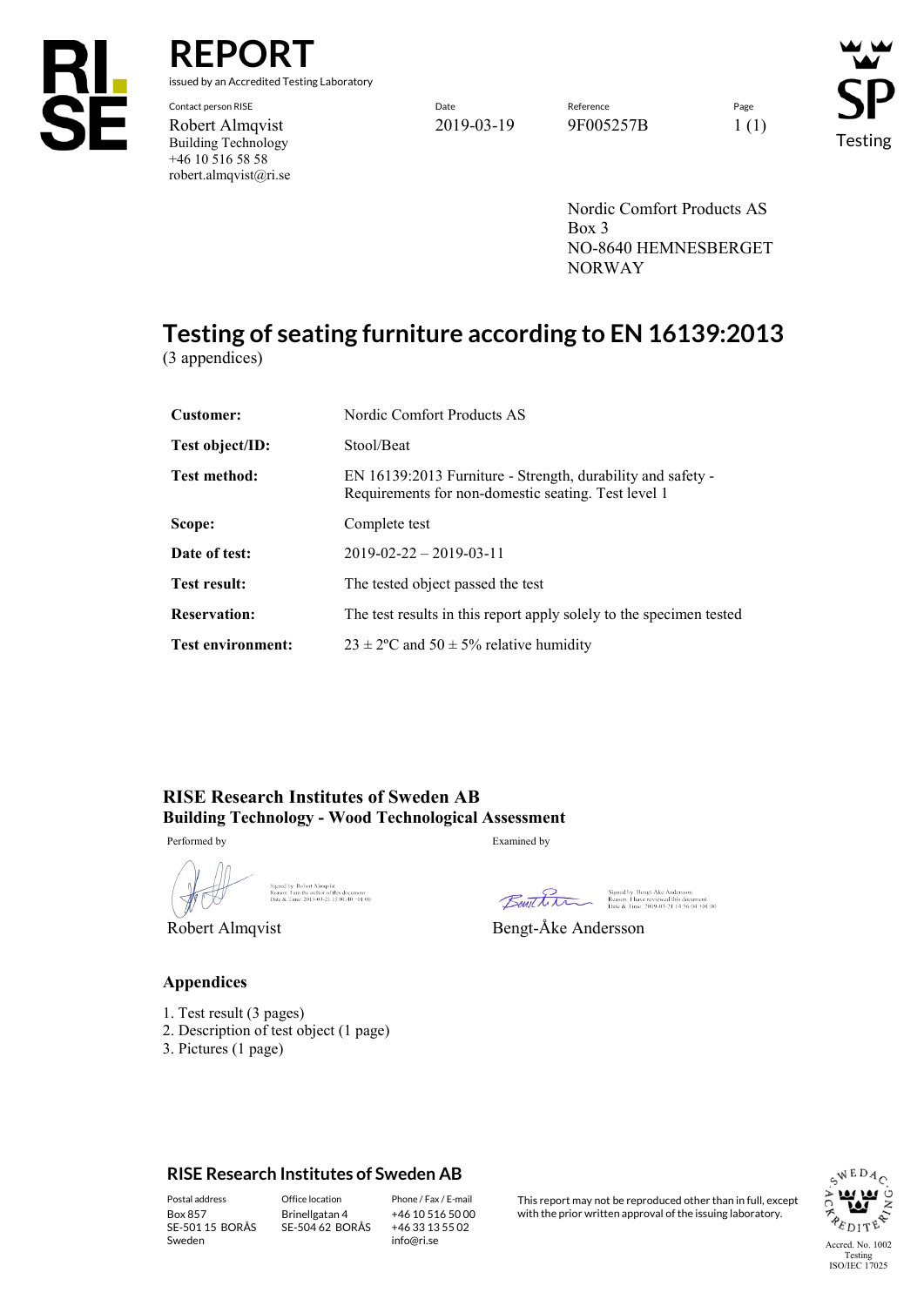# REPORT

issued by an Accredited Testing Laboratory

| Contact person RISE | Date | Reference | Page |
| --- | --- | --- | --- |
| Robert Almqvist<br>Building Technology<br>+46 10 516 58 58<br>robert.almqvist@ri.se | 2019-03-19 | 9F005257B | 1 (1) |

Nordic Comfort Products AS
Box 3
NO-8640 HEMNESBERGET
NORWAY

# Testing of seating furniture according to EN 16139:2013

(3 appendices)

| | |
| --- | --- |
| **Customer:** | Nordic Comfort Products AS |
| **Test object/ID:** | Stool/Beat |
| **Test method:** | EN 16139:2013 Furniture - Strength, durability and safety - Requirements for non-domestic seating. Test level 1 |
| **Scope:** | Complete test |
| **Date of test:** | 2019-02-22 – 2019-03-11 |
| **Test result:** | The tested object passed the test |
| **Reservation:** | The test results in this report apply solely to the specimen tested |
| **Test environment:** | 23 ± 2ºC and 50 ± 5% relative humidity |

**RISE Research Institutes of Sweden AB**
**Building Technology - Wood Technological Assessment**

| Performed by | Examined by |
| --- | --- |
| Signed by: Robert Almqvist<br>Reason: I am the author of this document<br>Date & Time: 2019-03-21 15:00:40 +01:00 | Signed by: Bengt-Åke Andersson<br>Reason: I have reviewed this document<br>Date & Time: 2019-03-21 14:56:04 +01:00 |
| Robert Almqvist | Bengt-Åke Andersson |

## Appendices

1. Test result (3 pages)
2. Description of test object (1 page)
3. Pictures (1 page)

**RISE Research Institutes of Sweden AB**

| Postal address | Office location | Phone / Fax / E-mail |
| --- | --- | --- |
| Box 857<br>SE-501 15 BORÅS<br>Sweden | Brinellgatan 4<br>SE-504 62 BORÅS | +46 10 516 50 00<br>+46 33 13 55 02<br>info@ri.se |

This report may not be reproduced other than in full, except with the prior written approval of the issuing laboratory.

Accred. No. 1002
Testing
ISO/IEC 17025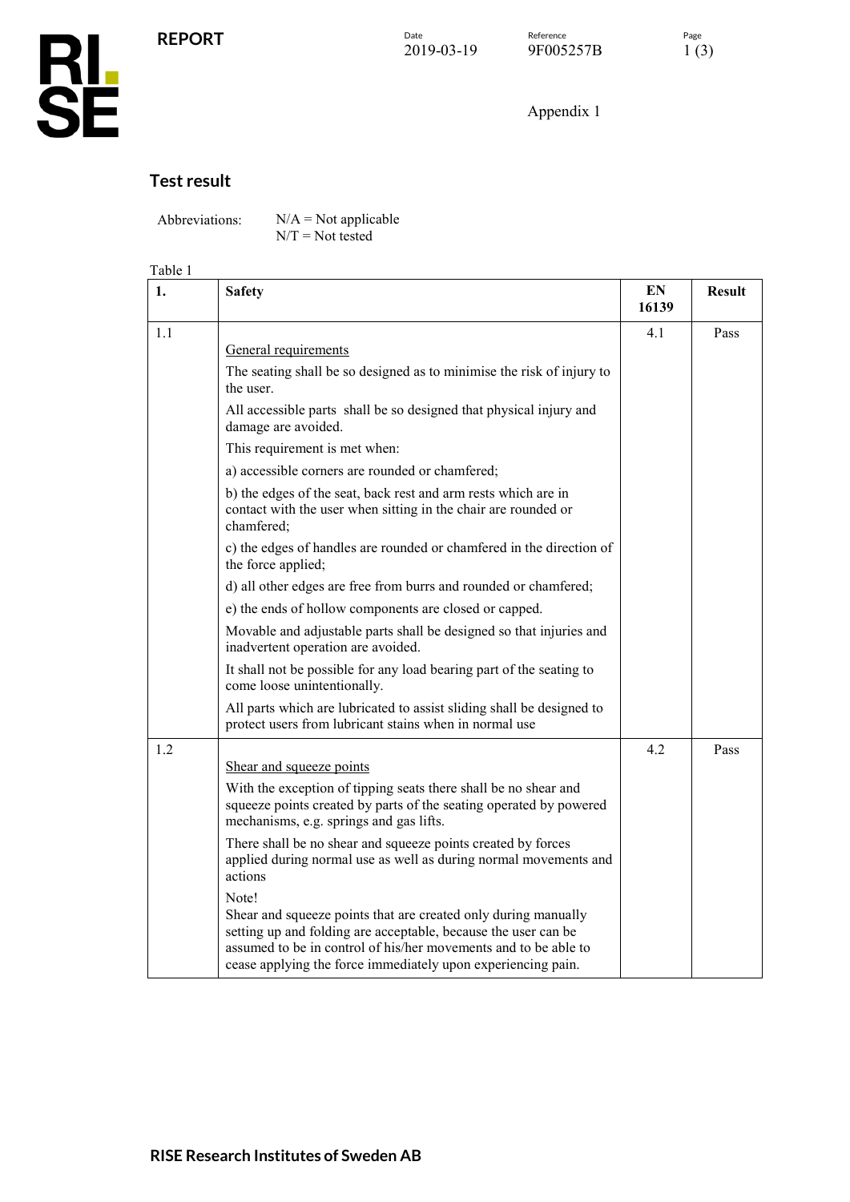Appendix 1

## Test result

Abbreviations: N/A = Not applicable
N/T = Not tested

Table 1

| 1. | Safety | EN 16139 | Result |
|---|---|---|---|
| 1.1 | General requirements<br>The seating shall be so designed as to minimise the risk of injury to the user.<br>All accessible parts shall be so designed that physical injury and damage are avoided.<br>This requirement is met when:<br>a) accessible corners are rounded or chamfered;<br>b) the edges of the seat, back rest and arm rests which are in contact with the user when sitting in the chair are rounded or chamfered;<br>c) the edges of handles are rounded or chamfered in the direction of the force applied;<br>d) all other edges are free from burrs and rounded or chamfered;<br>e) the ends of hollow components are closed or capped.<br>Movable and adjustable parts shall be designed so that injuries and inadvertent operation are avoided.<br>It shall not be possible for any load bearing part of the seating to come loose unintentionally.<br>All parts which are lubricated to assist sliding shall be designed to protect users from lubricant stains when in normal use | 4.1 | Pass |
| 1.2 | Shear and squeeze points<br>With the exception of tipping seats there shall be no shear and squeeze points created by parts of the seating operated by powered mechanisms, e.g. springs and gas lifts.<br>There shall be no shear and squeeze points created by forces applied during normal use as well as during normal movements and actions<br>Note!<br>Shear and squeeze points that are created only during manually setting up and folding are acceptable, because the user can be assumed to be in control of his/her movements and to be able to cease applying the force immediately upon experiencing pain. | 4.2 | Pass |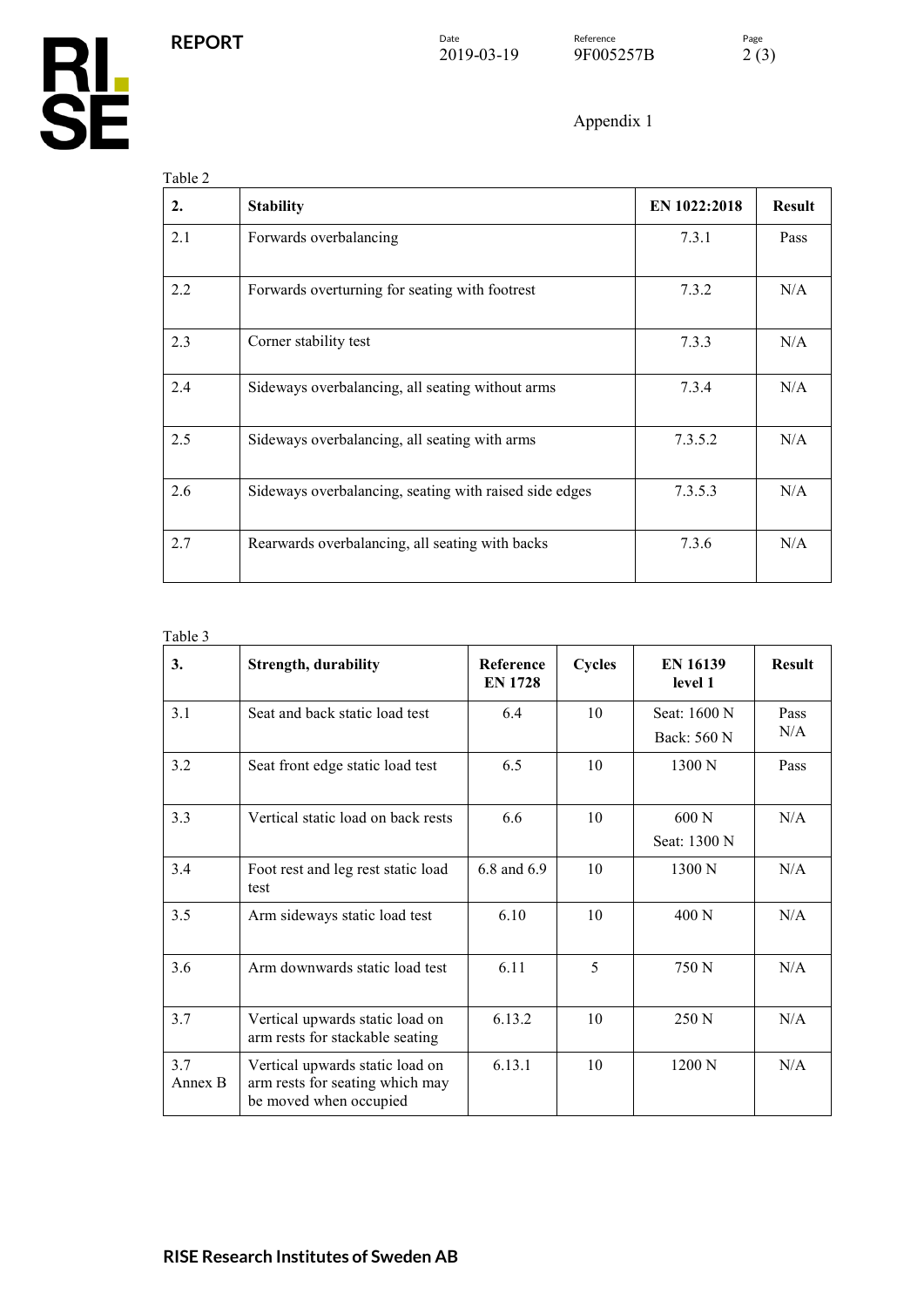Appendix 1

Table 2

| 2. | Stability | EN 1022:2018 | Result |
|---|---|---|---|
| 2.1 | Forwards overbalancing | 7.3.1 | Pass |
| 2.2 | Forwards overturning for seating with footrest | 7.3.2 | N/A |
| 2.3 | Corner stability test | 7.3.3 | N/A |
| 2.4 | Sideways overbalancing, all seating without arms | 7.3.4 | N/A |
| 2.5 | Sideways overbalancing, all seating with arms | 7.3.5.2 | N/A |
| 2.6 | Sideways overbalancing, seating with raised side edges | 7.3.5.3 | N/A |
| 2.7 | Rearwards overbalancing, all seating with backs | 7.3.6 | N/A |

Table 3

| 3. | Strength, durability | Reference EN 1728 | Cycles | EN 16139 level 1 | Result |
|---|---|---|---|---|---|
| 3.1 | Seat and back static load test | 6.4 | 10 | Seat: 1600 N<br>Back: 560 N | Pass<br>N/A |
| 3.2 | Seat front edge static load test | 6.5 | 10 | 1300 N | Pass |
| 3.3 | Vertical static load on back rests | 6.6 | 10 | 600 N<br>Seat: 1300 N | N/A |
| 3.4 | Foot rest and leg rest static load test | 6.8 and 6.9 | 10 | 1300 N | N/A |
| 3.5 | Arm sideways static load test | 6.10 | 10 | 400 N | N/A |
| 3.6 | Arm downwards static load test | 6.11 | 5 | 750 N | N/A |
| 3.7 | Vertical upwards static load on arm rests for stackable seating | 6.13.2 | 10 | 250 N | N/A |
| 3.7 Annex B | Vertical upwards static load on arm rests for seating which may be moved when occupied | 6.13.1 | 10 | 1200 N | N/A |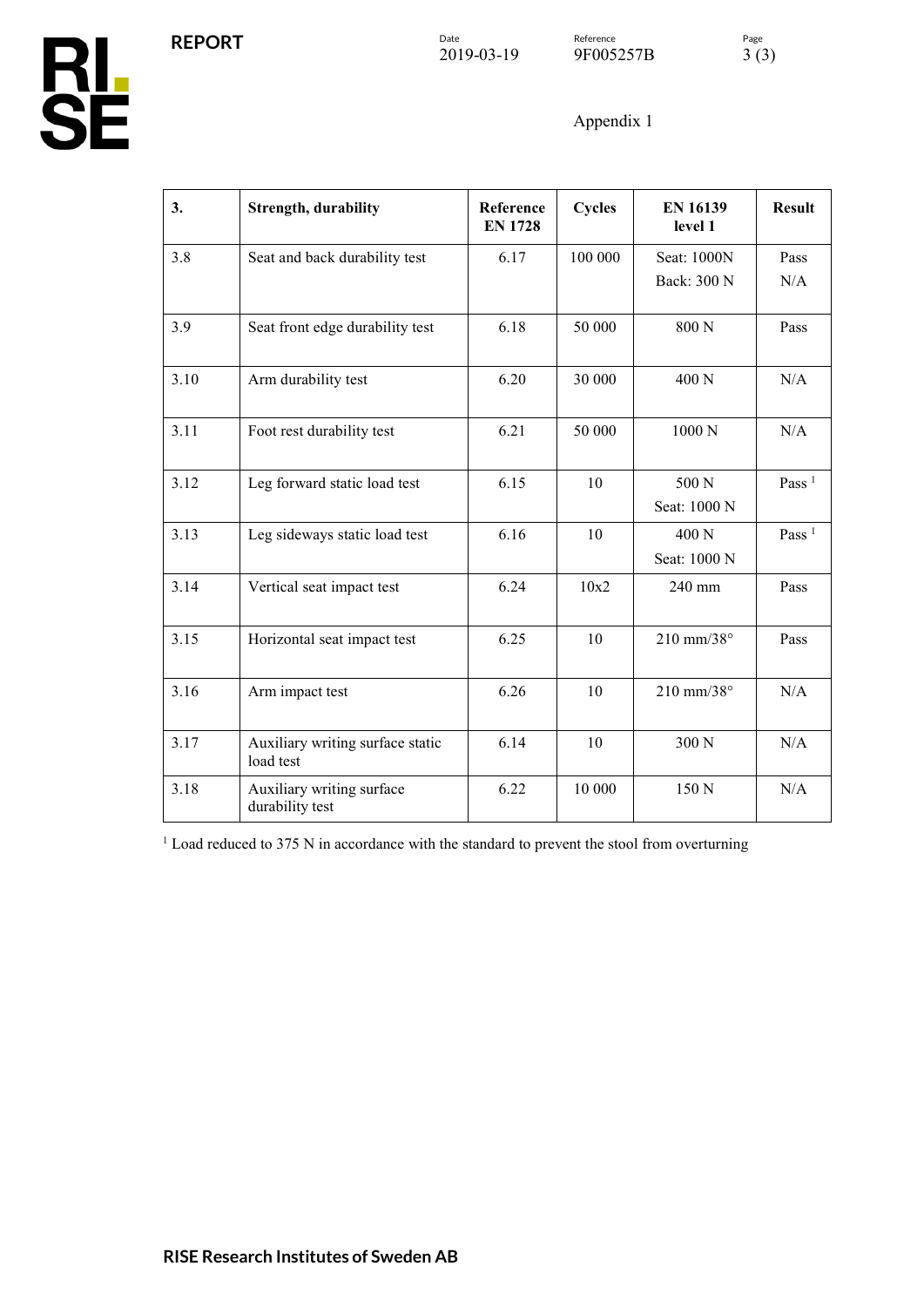Appendix 1

| 3. | Strength, durability | Reference EN 1728 | Cycles | EN 16139 level 1 | Result |
|---|---|---|---|---|---|
| 3.8 | Seat and back durability test | 6.17 | 100 000 | Seat: 1000N<br>Back: 300 N | Pass<br>N/A |
| 3.9 | Seat front edge durability test | 6.18 | 50 000 | 800 N | Pass |
| 3.10 | Arm durability test | 6.20 | 30 000 | 400 N | N/A |
| 3.11 | Foot rest durability test | 6.21 | 50 000 | 1000 N | N/A |
| 3.12 | Leg forward static load test | 6.15 | 10 | 500 N<br>Seat: 1000 N | Pass [1] |
| 3.13 | Leg sideways static load test | 6.16 | 10 | 400 N<br>Seat: 1000 N | Pass [1] |
| 3.14 | Vertical seat impact test | 6.24 | 10x2 | 240 mm | Pass |
| 3.15 | Horizontal seat impact test | 6.25 | 10 | 210 mm/38° | Pass |
| 3.16 | Arm impact test | 6.26 | 10 | 210 mm/38° | N/A |
| 3.17 | Auxiliary writing surface static load test | 6.14 | 10 | 300 N | N/A |
| 3.18 | Auxiliary writing surface durability test | 6.22 | 10 000 | 150 N | N/A |

[1] Load reduced to 375 N in accordance with the standard to prevent the stool from overturning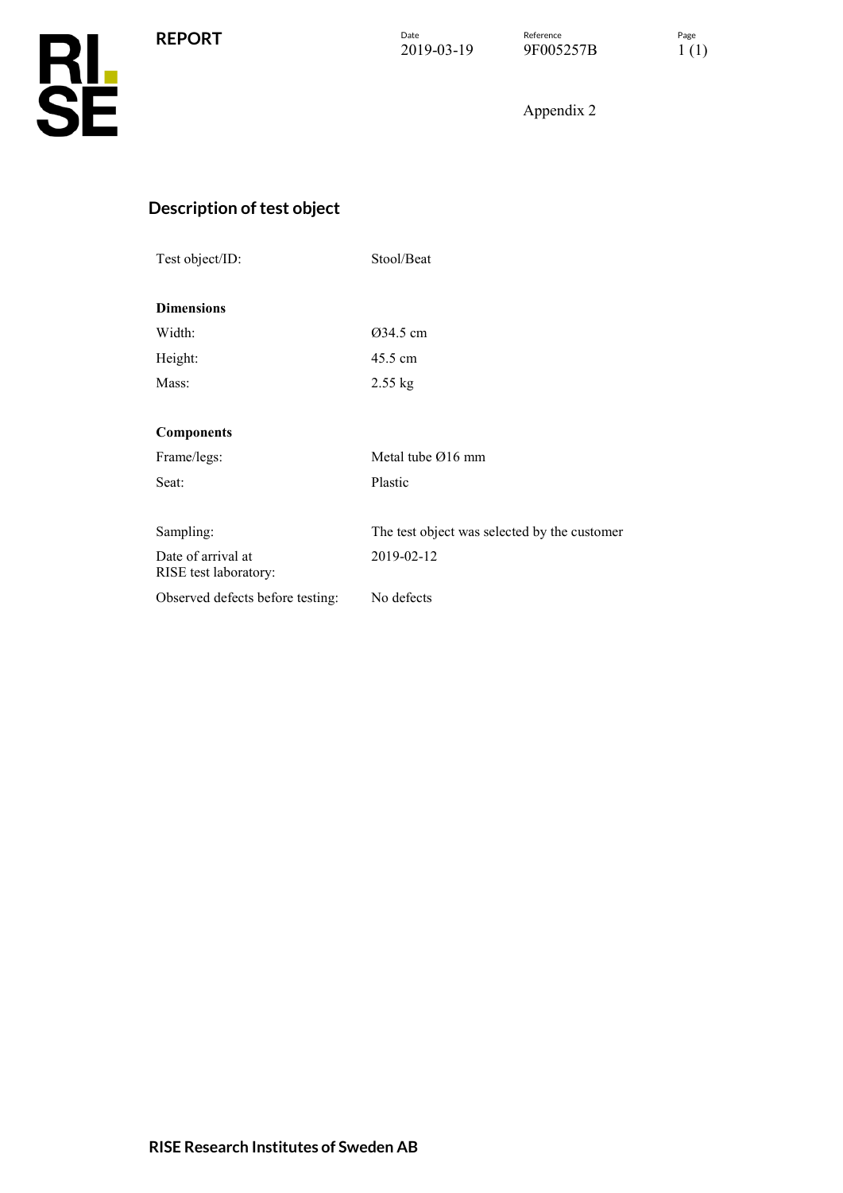Appendix 2

## Description of test object

| | |
|---|---|
| Test object/ID: | Stool/Beat |
| **Dimensions** | |
| Width: | Ø34.5 cm |
| Height: | 45.5 cm |
| Mass: | 2.55 kg |
| **Components** | |
| Frame/legs: | Metal tube Ø16 mm |
| Seat: | Plastic |
| Sampling: | The test object was selected by the customer |
| Date of arrival at RISE test laboratory: | 2019-02-12 |
| Observed defects before testing: | No defects |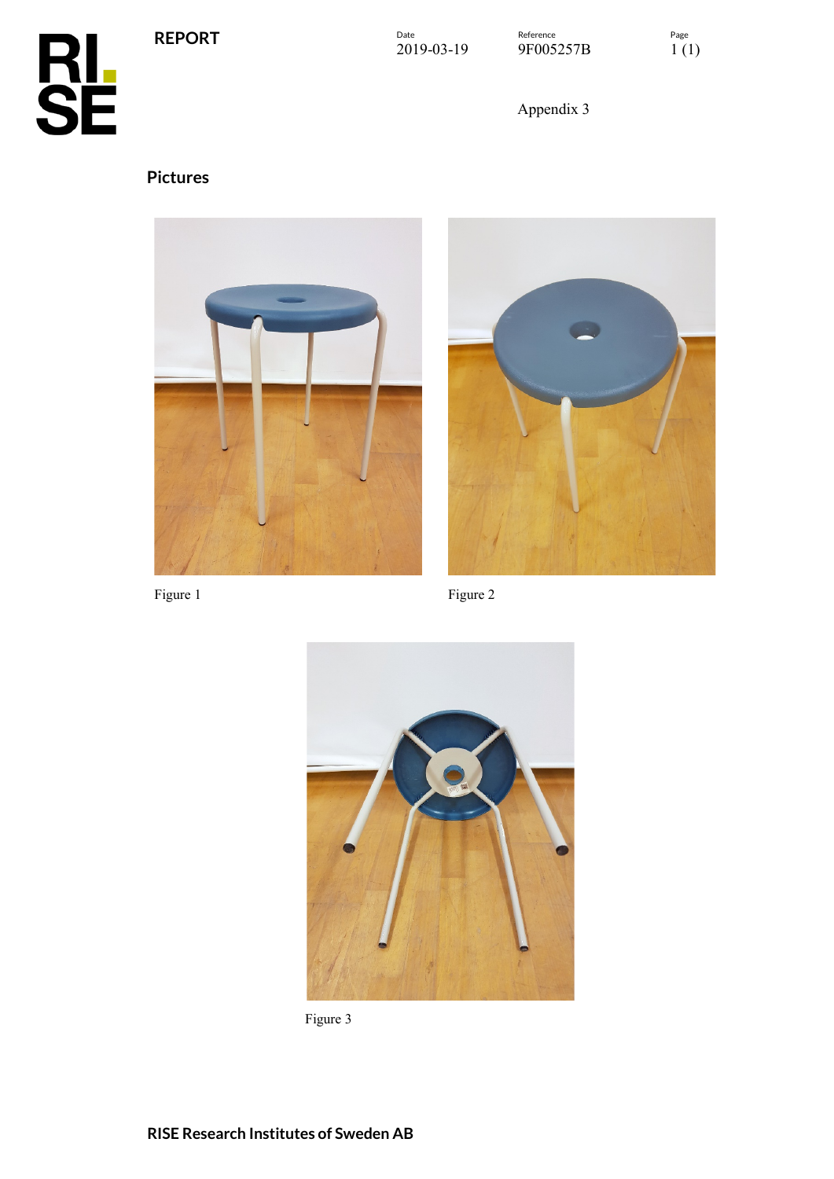Appendix 3

## Pictures

Figure 1

Figure 2

Figure 3